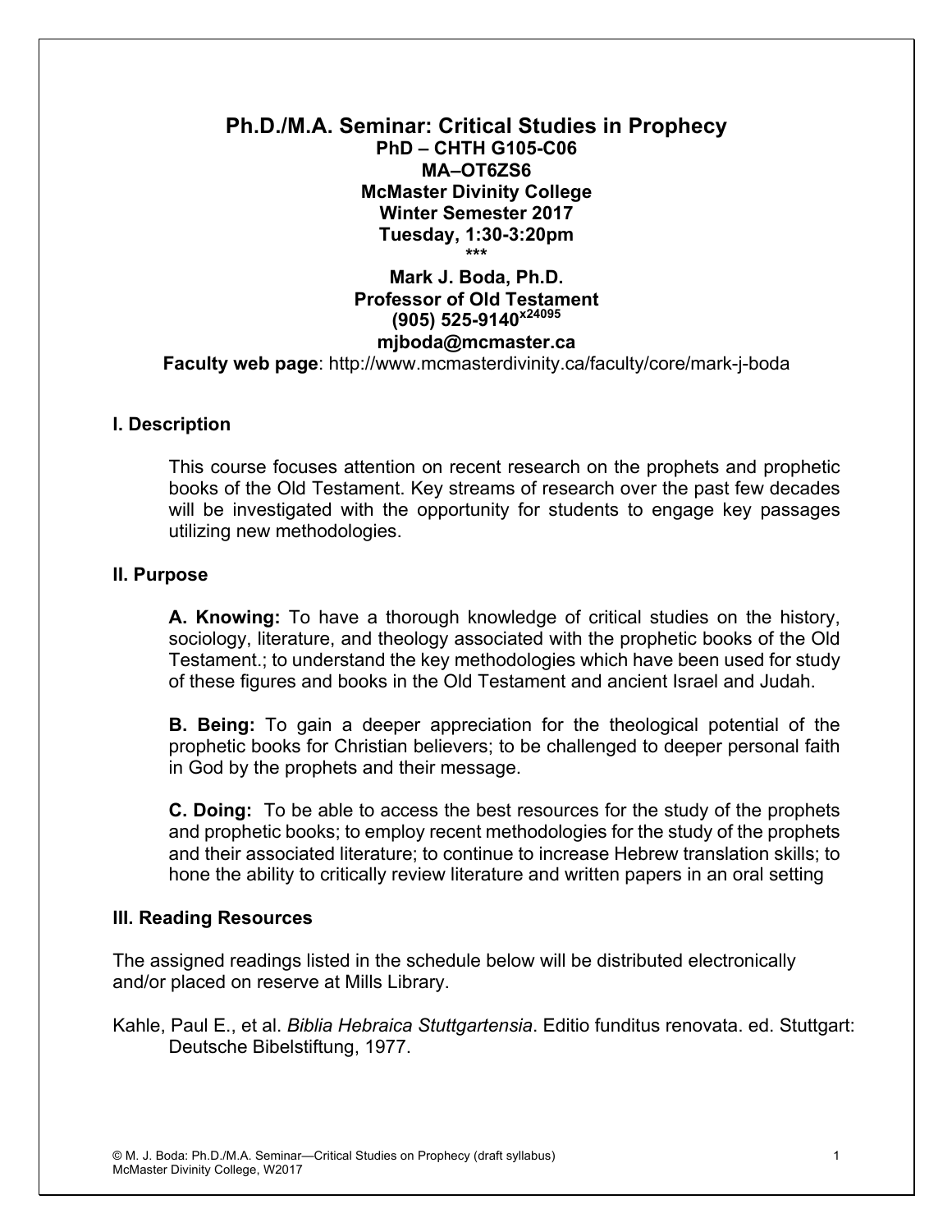# Ph.D./M.A. Seminar: Critical Studies in Prophecy

**PhD – CHTH G105-C06**
**MA–OT6ZS6**
**McMaster Divinity College**
**Winter Semester 2017**
**Tuesday, 1:30-3:20pm**
**\*\*\***
**Mark J. Boda, Ph.D.**
**Professor of Old Testament**
**(905) 525-9140 x24095**
**mjboda@mcmaster.ca**

**Faculty web page**: http://www.mcmasterdivinity.ca/faculty/core/mark-j-boda

## I. Description

This course focuses attention on recent research on the prophets and prophetic books of the Old Testament. Key streams of research over the past few decades will be investigated with the opportunity for students to engage key passages utilizing new methodologies.

## II. Purpose

**A. Knowing:** To have a thorough knowledge of critical studies on the history, sociology, literature, and theology associated with the prophetic books of the Old Testament.; to understand the key methodologies which have been used for study of these figures and books in the Old Testament and ancient Israel and Judah.

**B. Being:** To gain a deeper appreciation for the theological potential of the prophetic books for Christian believers; to be challenged to deeper personal faith in God by the prophets and their message.

**C. Doing:** To be able to access the best resources for the study of the prophets and prophetic books; to employ recent methodologies for the study of the prophets and their associated literature; to continue to increase Hebrew translation skills; to hone the ability to critically review literature and written papers in an oral setting

## III. Reading Resources

The assigned readings listed in the schedule below will be distributed electronically and/or placed on reserve at Mills Library.

Kahle, Paul E., et al. *Biblia Hebraica Stuttgartensia*. Editio funditus renovata. ed. Stuttgart: Deutsche Bibelstiftung, 1977.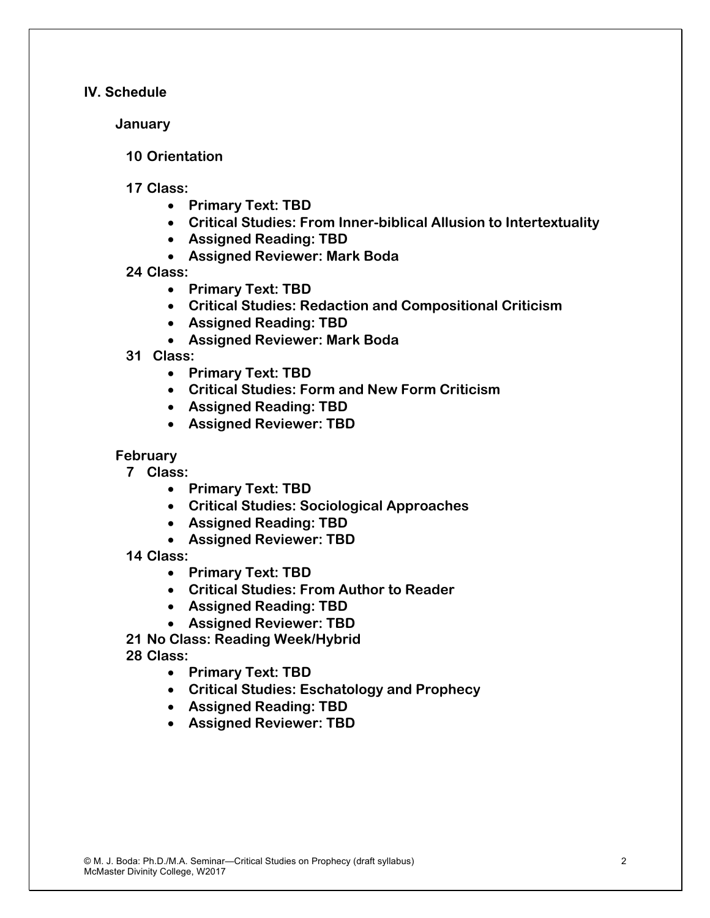## IV. Schedule

### January

**10 Orientation**

**17 Class:**

- **Primary Text: TBD**
- **Critical Studies: From Inner-biblical Allusion to Intertextuality**
- **Assigned Reading: TBD**
- **Assigned Reviewer: Mark Boda**

**24 Class:**

- **Primary Text: TBD**
- **Critical Studies: Redaction and Compositional Criticism**
- **Assigned Reading: TBD**
- **Assigned Reviewer: Mark Boda**

**31 Class:**

- **Primary Text: TBD**
- **Critical Studies: Form and New Form Criticism**
- **Assigned Reading: TBD**
- **Assigned Reviewer: TBD**

### February

**7 Class:**

- **Primary Text: TBD**
- **Critical Studies: Sociological Approaches**
- **Assigned Reading: TBD**
- **Assigned Reviewer: TBD**

**14 Class:**

- **Primary Text: TBD**
- **Critical Studies: From Author to Reader**
- **Assigned Reading: TBD**
- **Assigned Reviewer: TBD**

**21 No Class: Reading Week/Hybrid**

**28 Class:**

- **Primary Text: TBD**
- **Critical Studies: Eschatology and Prophecy**
- **Assigned Reading: TBD**
- **Assigned Reviewer: TBD**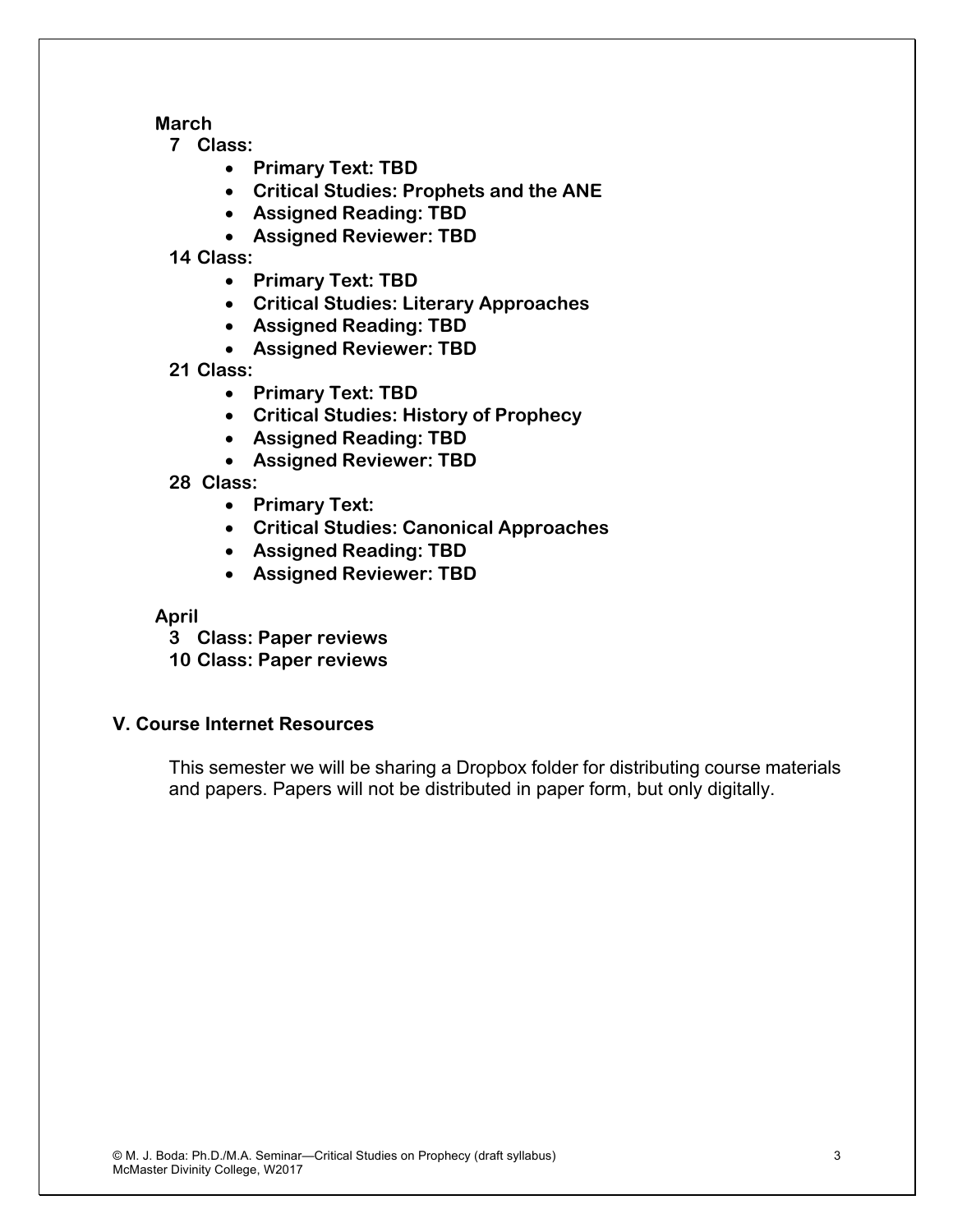**March**

**7 Class:**

- **Primary Text: TBD**
- **Critical Studies: Prophets and the ANE**
- **Assigned Reading: TBD**
- **Assigned Reviewer: TBD**

**14 Class:**

- **Primary Text: TBD**
- **Critical Studies: Literary Approaches**
- **Assigned Reading: TBD**
- **Assigned Reviewer: TBD**

**21 Class:**

- **Primary Text: TBD**
- **Critical Studies: History of Prophecy**
- **Assigned Reading: TBD**
- **Assigned Reviewer: TBD**

**28 Class:**

- **Primary Text:**
- **Critical Studies: Canonical Approaches**
- **Assigned Reading: TBD**
- **Assigned Reviewer: TBD**

**April**

**3 Class: Paper reviews**
**10 Class: Paper reviews**

### V. Course Internet Resources

This semester we will be sharing a Dropbox folder for distributing course materials and papers. Papers will not be distributed in paper form, but only digitally.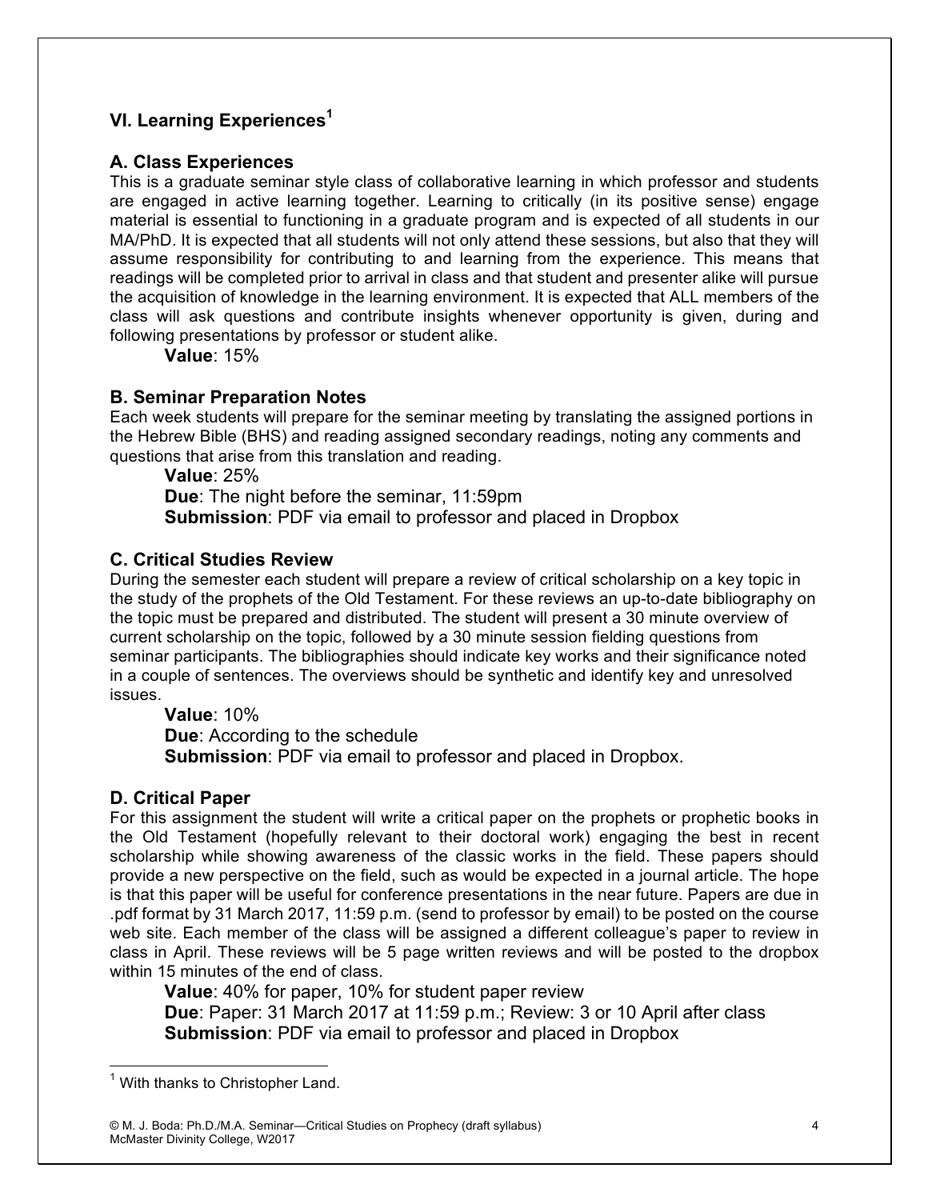## VI. Learning Experiences[1]

### A. Class Experiences

This is a graduate seminar style class of collaborative learning in which professor and students are engaged in active learning together. Learning to critically (in its positive sense) engage material is essential to functioning in a graduate program and is expected of all students in our MA/PhD. It is expected that all students will not only attend these sessions, but also that they will assume responsibility for contributing to and learning from the experience. This means that readings will be completed prior to arrival in class and that student and presenter alike will pursue the acquisition of knowledge in the learning environment. It is expected that ALL members of the class will ask questions and contribute insights whenever opportunity is given, during and following presentations by professor or student alike.

**Value**: 15%

### B. Seminar Preparation Notes

Each week students will prepare for the seminar meeting by translating the assigned portions in the Hebrew Bible (BHS) and reading assigned secondary readings, noting any comments and questions that arise from this translation and reading.

**Value**: 25%
**Due**: The night before the seminar, 11:59pm
**Submission**: PDF via email to professor and placed in Dropbox

### C. Critical Studies Review

During the semester each student will prepare a review of critical scholarship on a key topic in the study of the prophets of the Old Testament. For these reviews an up-to-date bibliography on the topic must be prepared and distributed. The student will present a 30 minute overview of current scholarship on the topic, followed by a 30 minute session fielding questions from seminar participants. The bibliographies should indicate key works and their significance noted in a couple of sentences. The overviews should be synthetic and identify key and unresolved issues.

**Value**: 10%
**Due**: According to the schedule
**Submission**: PDF via email to professor and placed in Dropbox.

### D. Critical Paper

For this assignment the student will write a critical paper on the prophets or prophetic books in the Old Testament (hopefully relevant to their doctoral work) engaging the best in recent scholarship while showing awareness of the classic works in the field. These papers should provide a new perspective on the field, such as would be expected in a journal article. The hope is that this paper will be useful for conference presentations in the near future. Papers are due in .pdf format by 31 March 2017, 11:59 p.m. (send to professor by email) to be posted on the course web site. Each member of the class will be assigned a different colleague's paper to review in class in April. These reviews will be 5 page written reviews and will be posted to the dropbox within 15 minutes of the end of class.

**Value**: 40% for paper, 10% for student paper review
**Due**: Paper: 31 March 2017 at 11:59 p.m.; Review: 3 or 10 April after class
**Submission**: PDF via email to professor and placed in Dropbox

---

[1] With thanks to Christopher Land.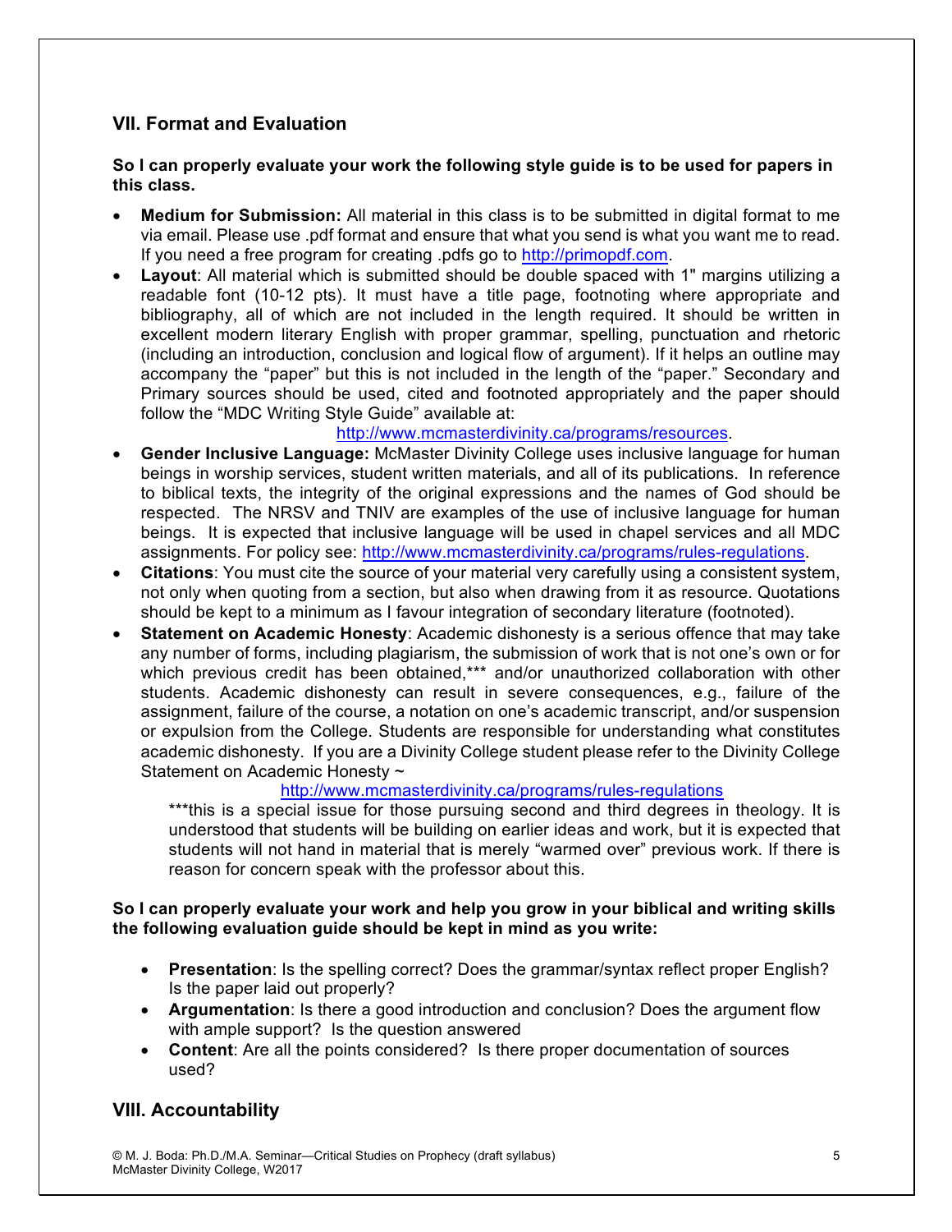## VII. Format and Evaluation

**So I can properly evaluate your work the following style guide is to be used for papers in this class.**

- **Medium for Submission:** All material in this class is to be submitted in digital format to me via email. Please use .pdf format and ensure that what you send is what you want me to read. If you need a free program for creating .pdfs go to http://primopdf.com.
- **Layout**: All material which is submitted should be double spaced with 1" margins utilizing a readable font (10-12 pts). It must have a title page, footnoting where appropriate and bibliography, all of which are not included in the length required. It should be written in excellent modern literary English with proper grammar, spelling, punctuation and rhetoric (including an introduction, conclusion and logical flow of argument). If it helps an outline may accompany the "paper" but this is not included in the length of the "paper." Secondary and Primary sources should be used, cited and footnoted appropriately and the paper should follow the "MDC Writing Style Guide" available at: http://www.mcmasterdivinity.ca/programs/resources.
- **Gender Inclusive Language:** McMaster Divinity College uses inclusive language for human beings in worship services, student written materials, and all of its publications. In reference to biblical texts, the integrity of the original expressions and the names of God should be respected. The NRSV and TNIV are examples of the use of inclusive language for human beings. It is expected that inclusive language will be used in chapel services and all MDC assignments. For policy see: http://www.mcmasterdivinity.ca/programs/rules-regulations.
- **Citations**: You must cite the source of your material very carefully using a consistent system, not only when quoting from a section, but also when drawing from it as resource. Quotations should be kept to a minimum as I favour integration of secondary literature (footnoted).
- **Statement on Academic Honesty**: Academic dishonesty is a serious offence that may take any number of forms, including plagiarism, the submission of work that is not one's own or for which previous credit has been obtained,*** and/or unauthorized collaboration with other students. Academic dishonesty can result in severe consequences, e.g., failure of the assignment, failure of the course, a notation on one's academic transcript, and/or suspension or expulsion from the College. Students are responsible for understanding what constitutes academic dishonesty. If you are a Divinity College student please refer to the Divinity College Statement on Academic Honesty ~ http://www.mcmasterdivinity.ca/programs/rules-regulations

  ***this is a special issue for those pursuing second and third degrees in theology. It is understood that students will be building on earlier ideas and work, but it is expected that students will not hand in material that is merely "warmed over" previous work. If there is reason for concern speak with the professor about this.

**So I can properly evaluate your work and help you grow in your biblical and writing skills the following evaluation guide should be kept in mind as you write:**

- **Presentation**: Is the spelling correct? Does the grammar/syntax reflect proper English? Is the paper laid out properly?
- **Argumentation**: Is there a good introduction and conclusion? Does the argument flow with ample support? Is the question answered
- **Content**: Are all the points considered? Is there proper documentation of sources used?

## VIII. Accountability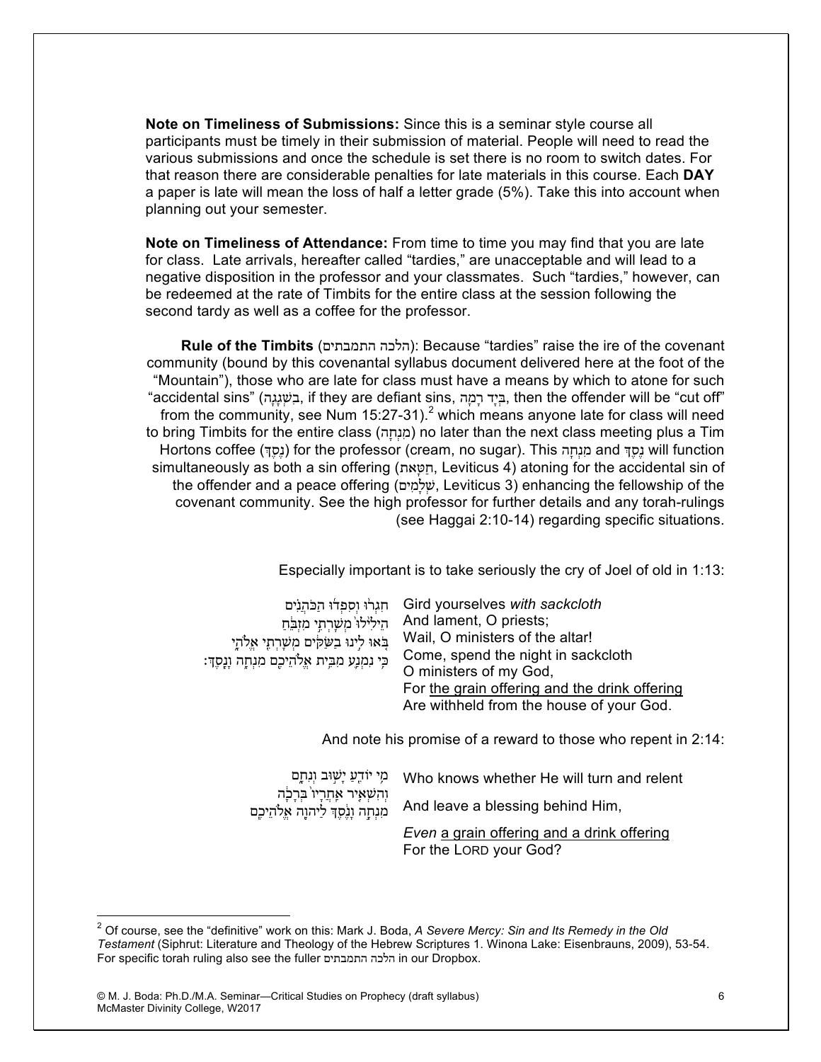**Note on Timeliness of Submissions:** Since this is a seminar style course all participants must be timely in their submission of material. People will need to read the various submissions and once the schedule is set there is no room to switch dates. For that reason there are considerable penalties for late materials in this course. Each **DAY** a paper is late will mean the loss of half a letter grade (5%). Take this into account when planning out your semester.

**Note on Timeliness of Attendance:** From time to time you may find that you are late for class. Late arrivals, hereafter called "tardies," are unacceptable and will lead to a negative disposition in the professor and your classmates. Such "tardies," however, can be redeemed at the rate of Timbits for the entire class at the session following the second tardy as well as a coffee for the professor.

**Rule of the Timbits** (הלכה התמבתים): Because "tardies" raise the ire of the covenant community (bound by this covenantal syllabus document delivered here at the foot of the "Mountain"), those who are late for class must have a means by which to atone for such "accidental sins" (בִּשְׁגָגָה, if they are defiant sins, בְּיָד רָמָה, then the offender will be "cut off" from the community, see Num 15:27-31).[2] which means anyone late for class will need to bring Timbits for the entire class (מִנְחָה) no later than the next class meeting plus a Tim Hortons coffee (נֶסֶךְ) for the professor (cream, no sugar). This מִנְחָה and נֶסֶךְ will function simultaneously as both a sin offering (חַטָּאת, Leviticus 4) atoning for the accidental sin of the offender and a peace offering (שְׁלָמִים, Leviticus 3) enhancing the fellowship of the covenant community. See the high professor for further details and any torah-rulings (see Haggai 2:10-14) regarding specific situations.

Especially important is to take seriously the cry of Joel of old in 1:13:

| | |
|---|---|
| חִגְרוּ וְסִפְדוּ הַכֹּהֲנִים<br>הֵילִילוּ מְשָׁרְתֵי מִזְבֵּחַ<br>בֹּאוּ לִינוּ בַשַּׂקִּים מְשָׁרְתֵי אֱלֹהָי<br>כִּי נִמְנַע מִבֵּית אֱלֹהֵיכֶם מִנְחָה וָנָסֶךְ׃ | Gird yourselves *with sackcloth*<br>And lament, O priests;<br>Wail, O ministers of the altar!<br>Come, spend the night in sackcloth<br>O ministers of my God,<br>For <u>the grain offering and the drink offering</u><br>Are withheld from the house of your God. |

And note his promise of a reward to those who repent in 2:14:

| | |
|---|---|
| מִי יוֹדֵעַ יָשׁוּב וְנִחָם<br>וְהִשְׁאִיר אַחֲרָיו בְּרָכָה<br>מִנְחָה וָנֶסֶךְ לַיהוָה אֱלֹהֵיכֶם | Who knows whether He will turn and relent<br>And leave a blessing behind Him,<br>*Even* <u>a grain offering and a drink offering</u><br>For the LORD your God? |

---

[2] Of course, see the "definitive" work on this: Mark J. Boda, *A Severe Mercy: Sin and Its Remedy in the Old Testament* (Siphrut: Literature and Theology of the Hebrew Scriptures 1. Winona Lake: Eisenbrauns, 2009), 53-54. For specific torah ruling also see the fuller הלכה התמבתים in our Dropbox.